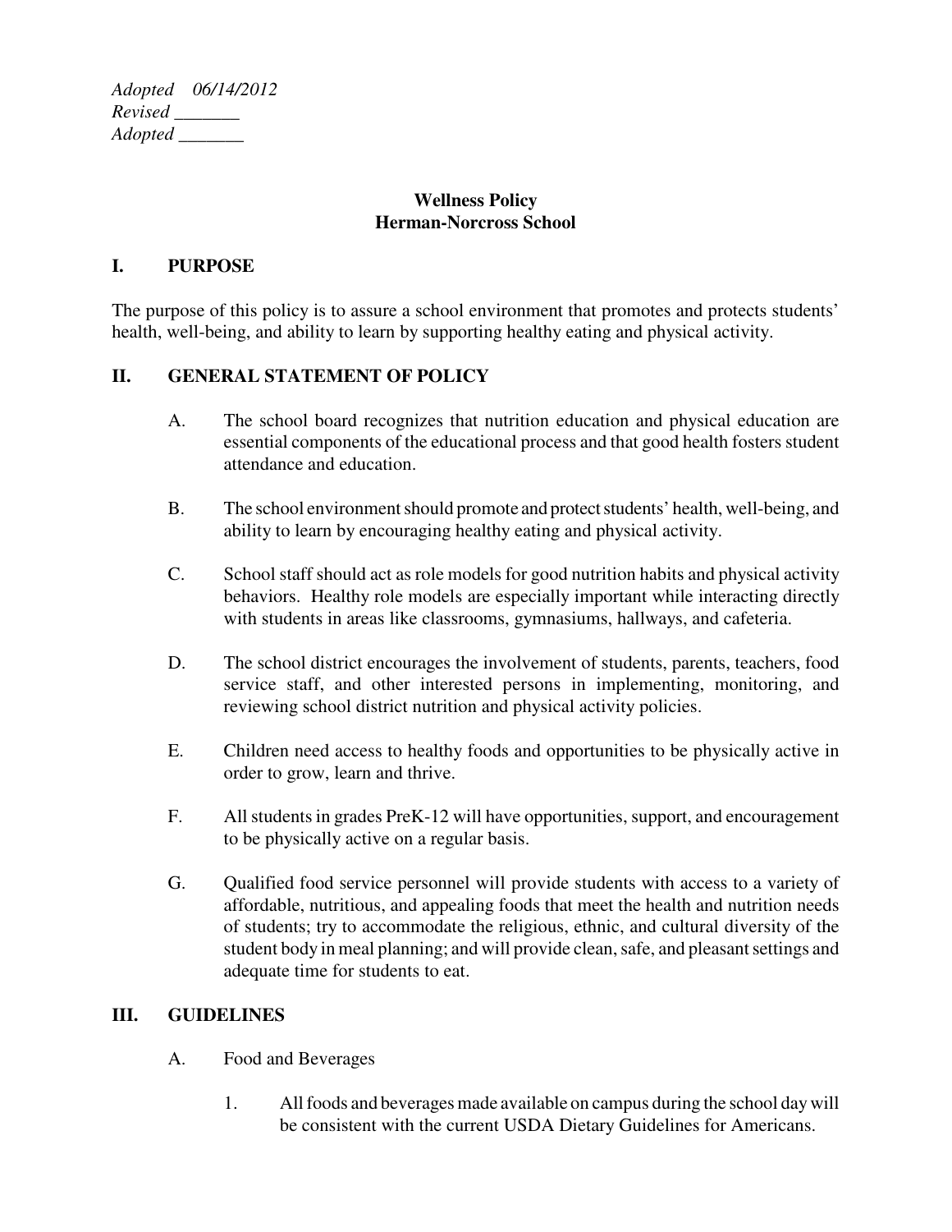*Adopted 06/14/2012*
*Revised _______*
*Adopted _______*

# Wellness Policy
# Herman-Norcross School

## I. PURPOSE

The purpose of this policy is to assure a school environment that promotes and protects students' health, well-being, and ability to learn by supporting healthy eating and physical activity.

## II. GENERAL STATEMENT OF POLICY

A. The school board recognizes that nutrition education and physical education are essential components of the educational process and that good health fosters student attendance and education.

B. The school environment should promote and protect students' health, well-being, and ability to learn by encouraging healthy eating and physical activity.

C. School staff should act as role models for good nutrition habits and physical activity behaviors. Healthy role models are especially important while interacting directly with students in areas like classrooms, gymnasiums, hallways, and cafeteria.

D. The school district encourages the involvement of students, parents, teachers, food service staff, and other interested persons in implementing, monitoring, and reviewing school district nutrition and physical activity policies.

E. Children need access to healthy foods and opportunities to be physically active in order to grow, learn and thrive.

F. All students in grades PreK-12 will have opportunities, support, and encouragement to be physically active on a regular basis.

G. Qualified food service personnel will provide students with access to a variety of affordable, nutritious, and appealing foods that meet the health and nutrition needs of students; try to accommodate the religious, ethnic, and cultural diversity of the student body in meal planning; and will provide clean, safe, and pleasant settings and adequate time for students to eat.

## III. GUIDELINES

A. Food and Beverages

1. All foods and beverages made available on campus during the school day will be consistent with the current USDA Dietary Guidelines for Americans.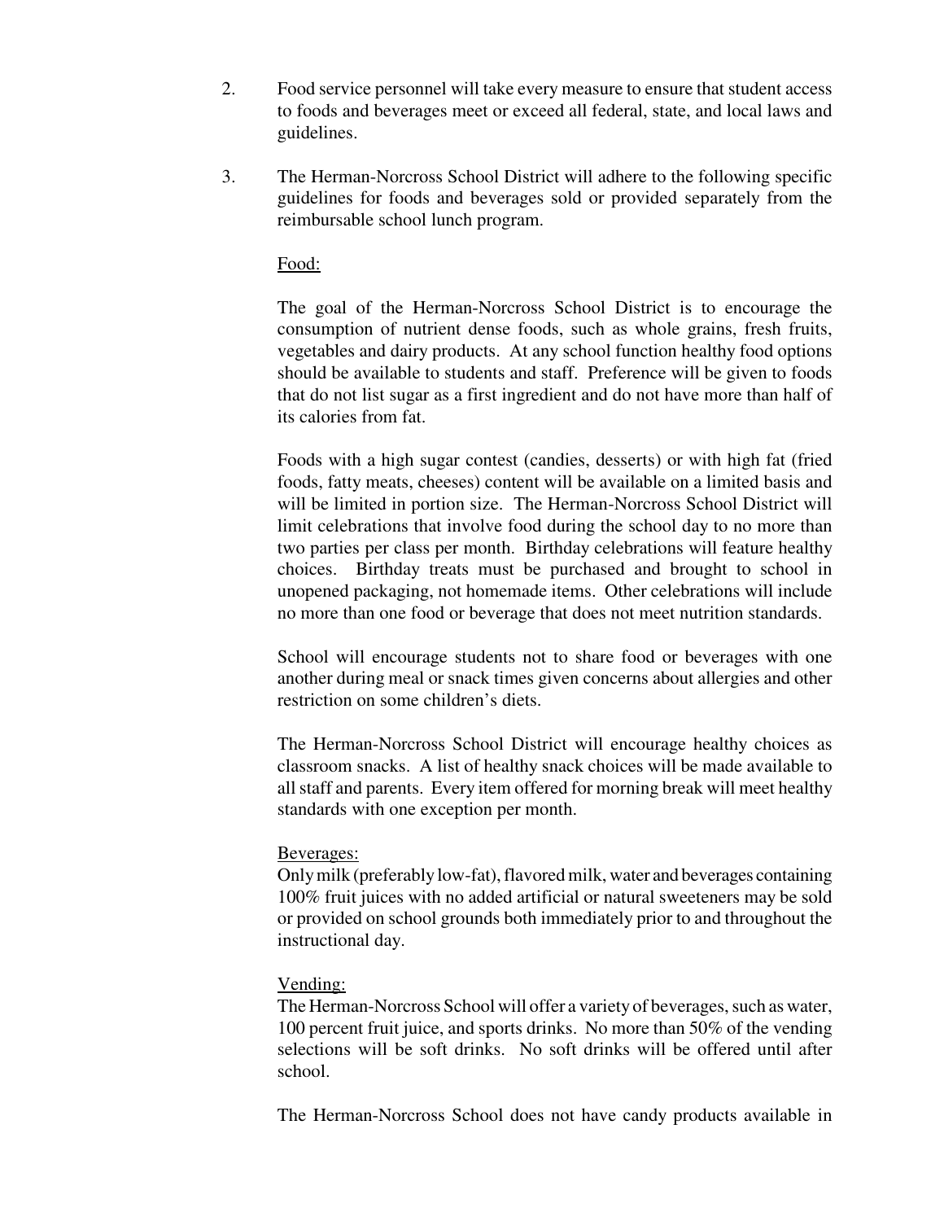2. Food service personnel will take every measure to ensure that student access to foods and beverages meet or exceed all federal, state, and local laws and guidelines.

3. The Herman-Norcross School District will adhere to the following specific guidelines for foods and beverages sold or provided separately from the reimbursable school lunch program.

   <u>Food:</u>

   The goal of the Herman-Norcross School District is to encourage the consumption of nutrient dense foods, such as whole grains, fresh fruits, vegetables and dairy products. At any school function healthy food options should be available to students and staff. Preference will be given to foods that do not list sugar as a first ingredient and do not have more than half of its calories from fat.

   Foods with a high sugar contest (candies, desserts) or with high fat (fried foods, fatty meats, cheeses) content will be available on a limited basis and will be limited in portion size. The Herman-Norcross School District will limit celebrations that involve food during the school day to no more than two parties per class per month. Birthday celebrations will feature healthy choices. Birthday treats must be purchased and brought to school in unopened packaging, not homemade items. Other celebrations will include no more than one food or beverage that does not meet nutrition standards.

   School will encourage students not to share food or beverages with one another during meal or snack times given concerns about allergies and other restriction on some children's diets.

   The Herman-Norcross School District will encourage healthy choices as classroom snacks. A list of healthy snack choices will be made available to all staff and parents. Every item offered for morning break will meet healthy standards with one exception per month.

   <u>Beverages:</u>
   Only milk (preferably low-fat), flavored milk, water and beverages containing 100% fruit juices with no added artificial or natural sweeteners may be sold or provided on school grounds both immediately prior to and throughout the instructional day.

   <u>Vending:</u>
   The Herman-Norcross School will offer a variety of beverages, such as water, 100 percent fruit juice, and sports drinks. No more than 50% of the vending selections will be soft drinks. No soft drinks will be offered until after school.

   The Herman-Norcross School does not have candy products available in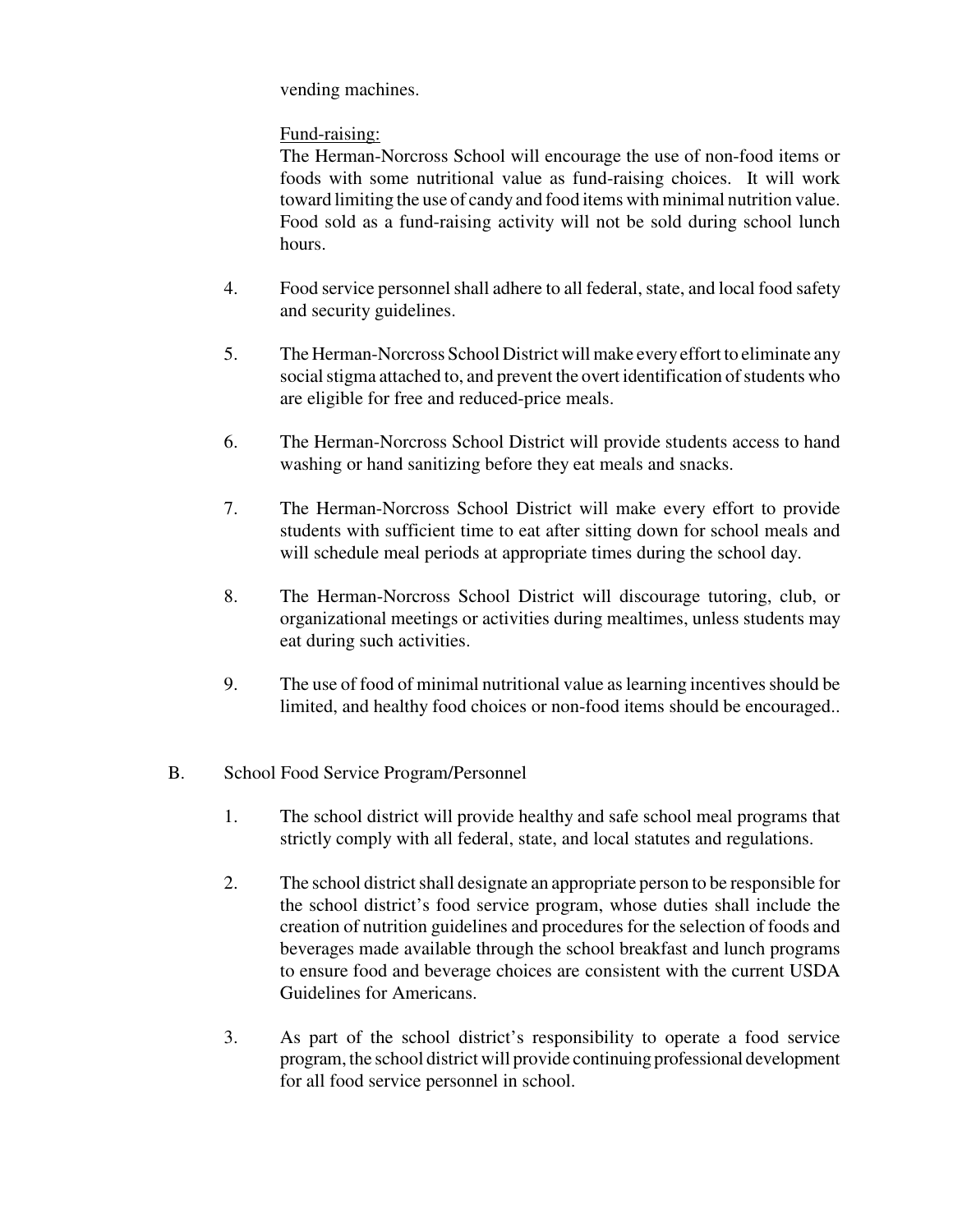vending machines.

Fund-raising:

The Herman-Norcross School will encourage the use of non-food items or foods with some nutritional value as fund-raising choices. It will work toward limiting the use of candy and food items with minimal nutrition value. Food sold as a fund-raising activity will not be sold during school lunch hours.

4. Food service personnel shall adhere to all federal, state, and local food safety and security guidelines.

5. The Herman-Norcross School District will make every effort to eliminate any social stigma attached to, and prevent the overt identification of students who are eligible for free and reduced-price meals.

6. The Herman-Norcross School District will provide students access to hand washing or hand sanitizing before they eat meals and snacks.

7. The Herman-Norcross School District will make every effort to provide students with sufficient time to eat after sitting down for school meals and will schedule meal periods at appropriate times during the school day.

8. The Herman-Norcross School District will discourage tutoring, club, or organizational meetings or activities during mealtimes, unless students may eat during such activities.

9. The use of food of minimal nutritional value as learning incentives should be limited, and healthy food choices or non-food items should be encouraged..

B. School Food Service Program/Personnel

1. The school district will provide healthy and safe school meal programs that strictly comply with all federal, state, and local statutes and regulations.

2. The school district shall designate an appropriate person to be responsible for the school district's food service program, whose duties shall include the creation of nutrition guidelines and procedures for the selection of foods and beverages made available through the school breakfast and lunch programs to ensure food and beverage choices are consistent with the current USDA Guidelines for Americans.

3. As part of the school district's responsibility to operate a food service program, the school district will provide continuing professional development for all food service personnel in school.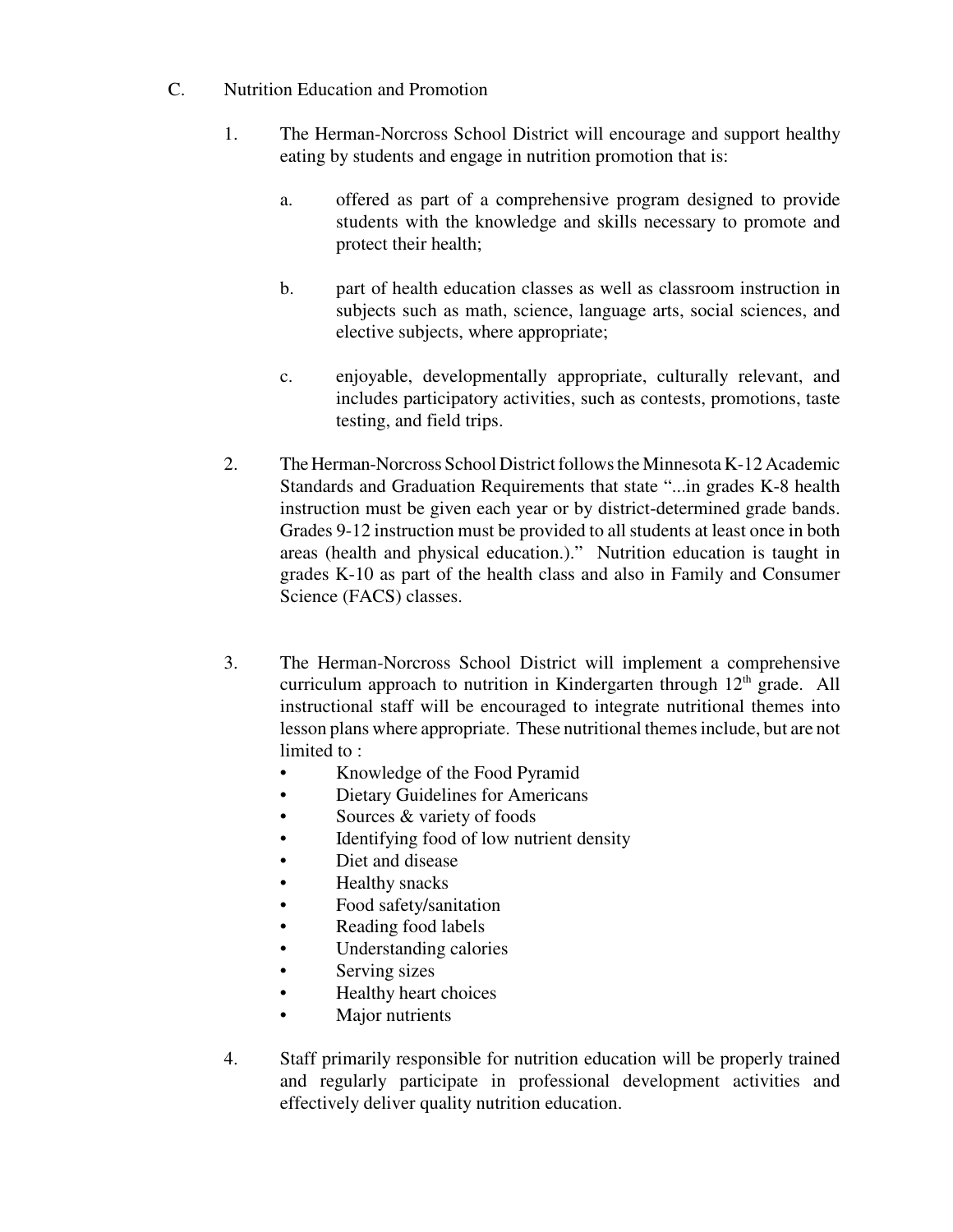C. Nutrition Education and Promotion

1. The Herman-Norcross School District will encourage and support healthy eating by students and engage in nutrition promotion that is:

   a. offered as part of a comprehensive program designed to provide students with the knowledge and skills necessary to promote and protect their health;

   b. part of health education classes as well as classroom instruction in subjects such as math, science, language arts, social sciences, and elective subjects, where appropriate;

   c. enjoyable, developmentally appropriate, culturally relevant, and includes participatory activities, such as contests, promotions, taste testing, and field trips.

2. The Herman-Norcross School District follows the Minnesota K-12 Academic Standards and Graduation Requirements that state "...in grades K-8 health instruction must be given each year or by district-determined grade bands. Grades 9-12 instruction must be provided to all students at least once in both areas (health and physical education.)." Nutrition education is taught in grades K-10 as part of the health class and also in Family and Consumer Science (FACS) classes.

3. The Herman-Norcross School District will implement a comprehensive curriculum approach to nutrition in Kindergarten through 12th grade. All instructional staff will be encouraged to integrate nutritional themes into lesson plans where appropriate. These nutritional themes include, but are not limited to :
   - Knowledge of the Food Pyramid
   - Dietary Guidelines for Americans
   - Sources & variety of foods
   - Identifying food of low nutrient density
   - Diet and disease
   - Healthy snacks
   - Food safety/sanitation
   - Reading food labels
   - Understanding calories
   - Serving sizes
   - Healthy heart choices
   - Major nutrients

4. Staff primarily responsible for nutrition education will be properly trained and regularly participate in professional development activities and effectively deliver quality nutrition education.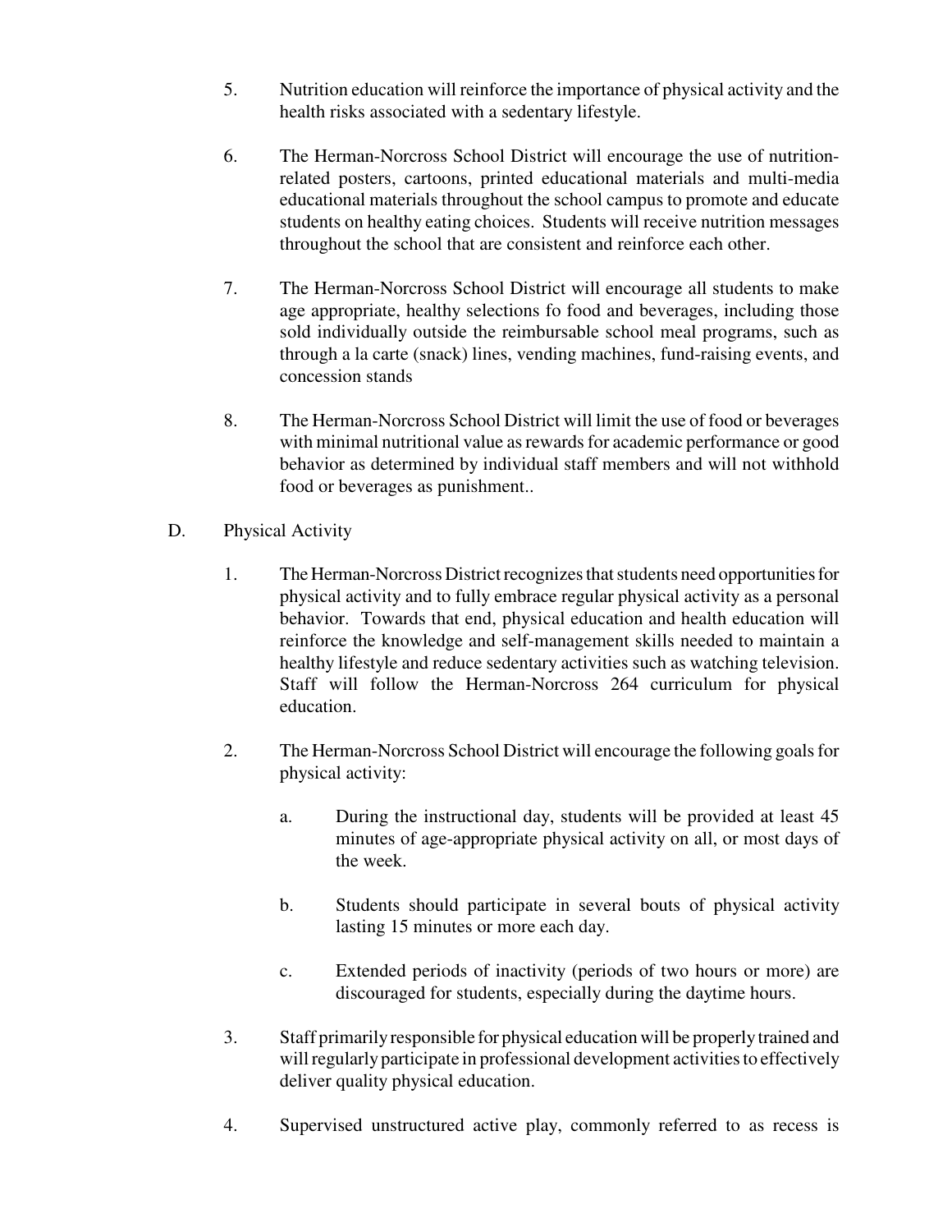5. Nutrition education will reinforce the importance of physical activity and the health risks associated with a sedentary lifestyle.

6. The Herman-Norcross School District will encourage the use of nutrition-related posters, cartoons, printed educational materials and multi-media educational materials throughout the school campus to promote and educate students on healthy eating choices. Students will receive nutrition messages throughout the school that are consistent and reinforce each other.

7. The Herman-Norcross School District will encourage all students to make age appropriate, healthy selections fo food and beverages, including those sold individually outside the reimbursable school meal programs, such as through a la carte (snack) lines, vending machines, fund-raising events, and concession stands

8. The Herman-Norcross School District will limit the use of food or beverages with minimal nutritional value as rewards for academic performance or good behavior as determined by individual staff members and will not withhold food or beverages as punishment..

D. Physical Activity

1. The Herman-Norcross District recognizes that students need opportunities for physical activity and to fully embrace regular physical activity as a personal behavior. Towards that end, physical education and health education will reinforce the knowledge and self-management skills needed to maintain a healthy lifestyle and reduce sedentary activities such as watching television. Staff will follow the Herman-Norcross 264 curriculum for physical education.

2. The Herman-Norcross School District will encourage the following goals for physical activity:

   a. During the instructional day, students will be provided at least 45 minutes of age-appropriate physical activity on all, or most days of the week.

   b. Students should participate in several bouts of physical activity lasting 15 minutes or more each day.

   c. Extended periods of inactivity (periods of two hours or more) are discouraged for students, especially during the daytime hours.

3. Staff primarily responsible for physical education will be properly trained and will regularly participate in professional development activities to effectively deliver quality physical education.

4. Supervised unstructured active play, commonly referred to as recess is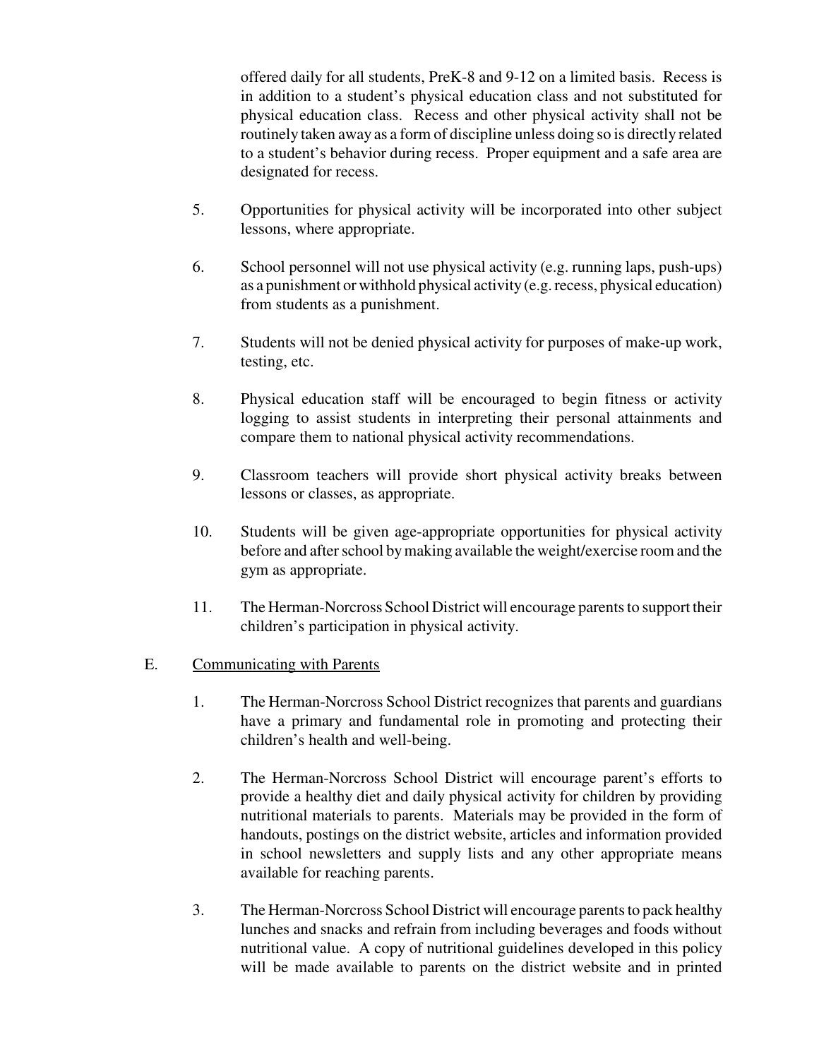offered daily for all students, PreK-8 and 9-12 on a limited basis. Recess is in addition to a student's physical education class and not substituted for physical education class. Recess and other physical activity shall not be routinely taken away as a form of discipline unless doing so is directly related to a student's behavior during recess. Proper equipment and a safe area are designated for recess.

5. Opportunities for physical activity will be incorporated into other subject lessons, where appropriate.

6. School personnel will not use physical activity (e.g. running laps, push-ups) as a punishment or withhold physical activity (e.g. recess, physical education) from students as a punishment.

7. Students will not be denied physical activity for purposes of make-up work, testing, etc.

8. Physical education staff will be encouraged to begin fitness or activity logging to assist students in interpreting their personal attainments and compare them to national physical activity recommendations.

9. Classroom teachers will provide short physical activity breaks between lessons or classes, as appropriate.

10. Students will be given age-appropriate opportunities for physical activity before and after school by making available the weight/exercise room and the gym as appropriate.

11. The Herman-Norcross School District will encourage parents to support their children's participation in physical activity.

E. Communicating with Parents

1. The Herman-Norcross School District recognizes that parents and guardians have a primary and fundamental role in promoting and protecting their children's health and well-being.

2. The Herman-Norcross School District will encourage parent's efforts to provide a healthy diet and daily physical activity for children by providing nutritional materials to parents. Materials may be provided in the form of handouts, postings on the district website, articles and information provided in school newsletters and supply lists and any other appropriate means available for reaching parents.

3. The Herman-Norcross School District will encourage parents to pack healthy lunches and snacks and refrain from including beverages and foods without nutritional value. A copy of nutritional guidelines developed in this policy will be made available to parents on the district website and in printed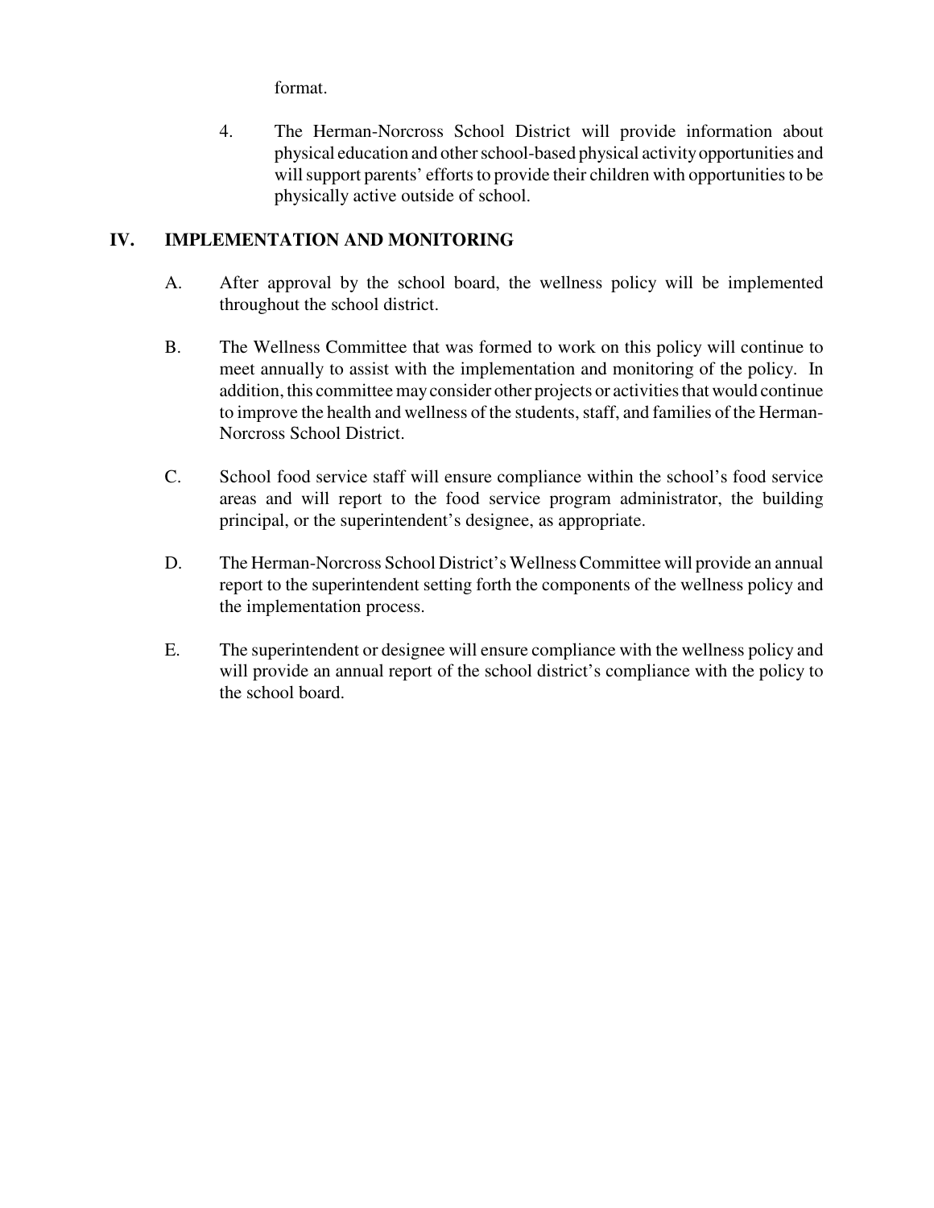format.

4. The Herman-Norcross School District will provide information about physical education and other school-based physical activity opportunities and will support parents' efforts to provide their children with opportunities to be physically active outside of school.

## IV. IMPLEMENTATION AND MONITORING

A. After approval by the school board, the wellness policy will be implemented throughout the school district.

B. The Wellness Committee that was formed to work on this policy will continue to meet annually to assist with the implementation and monitoring of the policy. In addition, this committee may consider other projects or activities that would continue to improve the health and wellness of the students, staff, and families of the Herman-Norcross School District.

C. School food service staff will ensure compliance within the school's food service areas and will report to the food service program administrator, the building principal, or the superintendent's designee, as appropriate.

D. The Herman-Norcross School District's Wellness Committee will provide an annual report to the superintendent setting forth the components of the wellness policy and the implementation process.

E. The superintendent or designee will ensure compliance with the wellness policy and will provide an annual report of the school district's compliance with the policy to the school board.